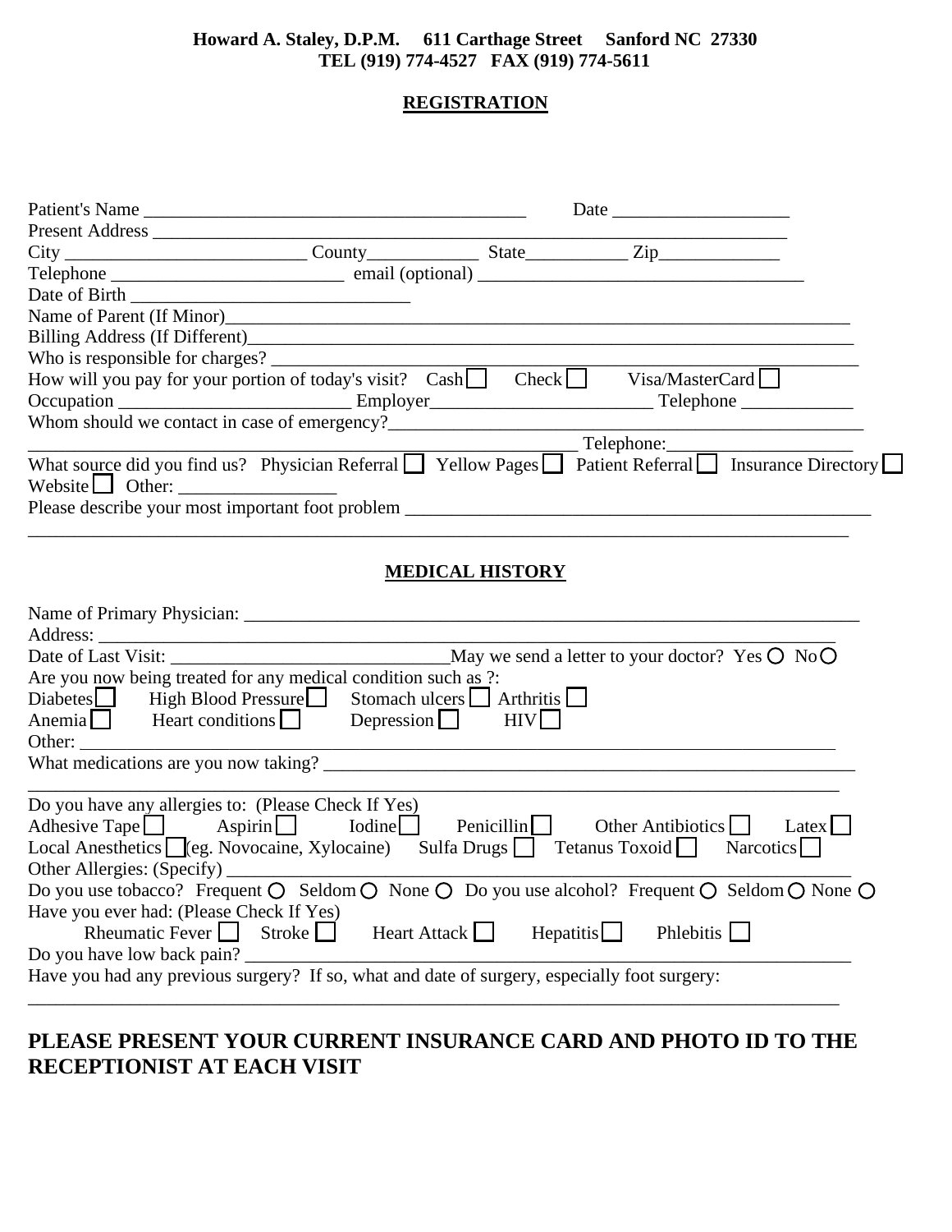**Howard A. Staley, D.P.M. 611 Carthage Street Sanford NC 27330**
**TEL (919) 774-4527 FAX (919) 774-5611**

## REGISTRATION

Patient's Name ________________________________________ Date ___________________

Present Address ____________________________________________________________________

City ________________________ County____________ State___________ Zip_____________

Telephone _________________________ email (optional) ___________________________________

Date of Birth _____________________________

Name of Parent (If Minor)_______________________________________________________________

Billing Address (If Different)_____________________________________________________________

Who is responsible for charges? __________________________________________________________

How will you pay for your portion of today's visit? Cash ☐ Check ☐ Visa/MasterCard ☐

Occupation _________________________ Employer________________________ Telephone ____________

Whom should we contact in case of emergency?_____________________________________________

_____________________________________________________________ Telephone:___________________

What source did you find us? Physician Referral ☐ Yellow Pages ☐ Patient Referral ☐ Insurance Directory ☐ Website ☐ Other: _________________

Please describe your most important foot problem ___________________________________________

_____________________________________________________________________________________

## MEDICAL HISTORY

Name of Primary Physician: _______________________________________________________________

Address: ___________________________________________________________________________

Date of Last Visit: ______________________________May we send a letter to your doctor? Yes ○ No ○

Are you now being treated for any medical condition such as ?:

Diabetes ☐ High Blood Pressure ☐ Stomach ulcers ☐ Arthritis ☐

Anemia ☐ Heart conditions ☐ Depression ☐ HIV ☐

Other: _____________________________________________________________________________

What medications are you now taking? ______________________________________________________

_____________________________________________________________________________________

Do you have any allergies to: (Please Check If Yes)

Adhesive Tape ☐ Aspirin ☐ Iodine ☐ Penicillin ☐ Other Antibiotics ☐ Latex ☐

Local Anesthetics ☐ (eg. Novocaine, Xylocaine) Sulfa Drugs ☐ Tetanus Toxoid ☐ Narcotics ☐

Other Allergies: (Specify) _________________________________________________________________

Do you use tobacco? Frequent ○ Seldom ○ None ○ Do you use alcohol? Frequent ○ Seldom ○ None ○

Have you ever had: (Please Check If Yes)

Rheumatic Fever ☐ Stroke ☐ Heart Attack ☐ Hepatitis ☐ Phlebitis ☐

Do you have low back pain? _______________________________________________________________

Have you had any previous surgery? If so, what and date of surgery, especially foot surgery:

_____________________________________________________________________________________

**PLEASE PRESENT YOUR CURRENT INSURANCE CARD AND PHOTO ID TO THE RECEPTIONIST AT EACH VISIT**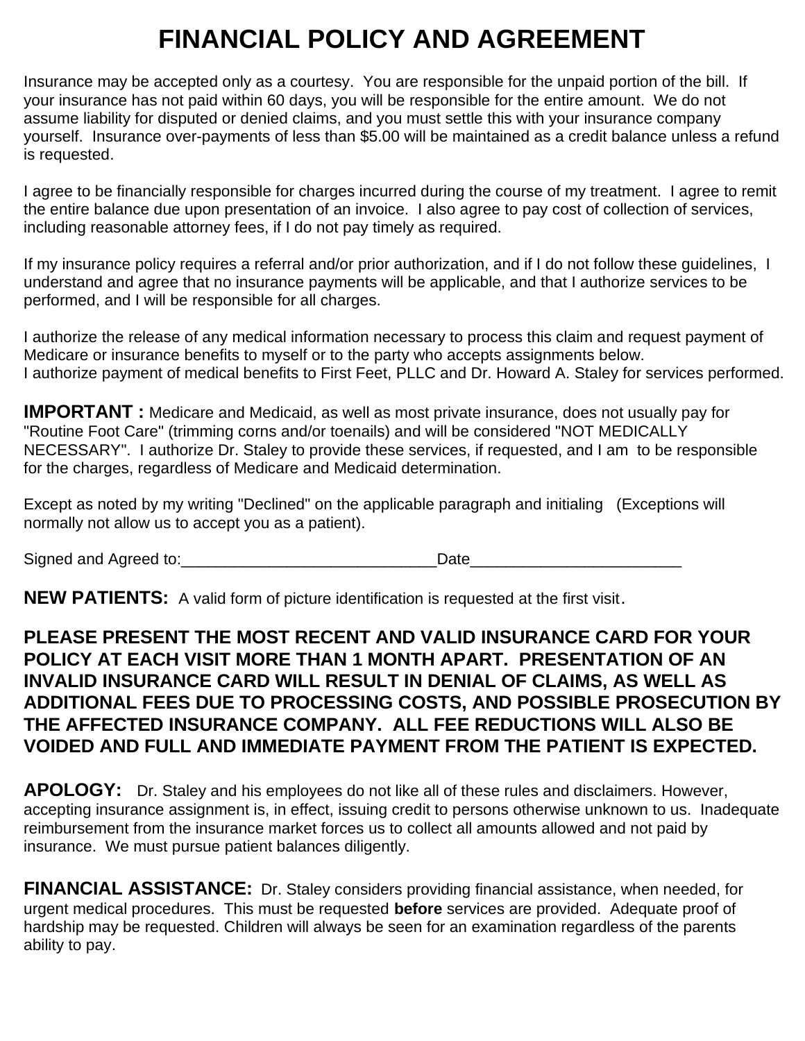# FINANCIAL POLICY AND AGREEMENT

Insurance may be accepted only as a courtesy. You are responsible for the unpaid portion of the bill. If your insurance has not paid within 60 days, you will be responsible for the entire amount. We do not assume liability for disputed or denied claims, and you must settle this with your insurance company yourself. Insurance over-payments of less than $5.00 will be maintained as a credit balance unless a refund is requested.

I agree to be financially responsible for charges incurred during the course of my treatment. I agree to remit the entire balance due upon presentation of an invoice. I also agree to pay cost of collection of services, including reasonable attorney fees, if I do not pay timely as required.

If my insurance policy requires a referral and/or prior authorization, and if I do not follow these guidelines, I understand and agree that no insurance payments will be applicable, and that I authorize services to be performed, and I will be responsible for all charges.

I authorize the release of any medical information necessary to process this claim and request payment of Medicare or insurance benefits to myself or to the party who accepts assignments below.
I authorize payment of medical benefits to First Feet, PLLC and Dr. Howard A. Staley for services performed.

**IMPORTANT :** Medicare and Medicaid, as well as most private insurance, does not usually pay for "Routine Foot Care" (trimming corns and/or toenails) and will be considered "NOT MEDICALLY NECESSARY". I authorize Dr. Staley to provide these services, if requested, and I am to be responsible for the charges, regardless of Medicare and Medicaid determination.

Except as noted by my writing "Declined" on the applicable paragraph and initialing (Exceptions will normally not allow us to accept you as a patient).

Signed and Agreed to:______________________________Date_________________________

**NEW PATIENTS:** A valid form of picture identification is requested at the first visit.

**PLEASE PRESENT THE MOST RECENT AND VALID INSURANCE CARD FOR YOUR POLICY AT EACH VISIT MORE THAN 1 MONTH APART. PRESENTATION OF AN INVALID INSURANCE CARD WILL RESULT IN DENIAL OF CLAIMS, AS WELL AS ADDITIONAL FEES DUE TO PROCESSING COSTS, AND POSSIBLE PROSECUTION BY THE AFFECTED INSURANCE COMPANY. ALL FEE REDUCTIONS WILL ALSO BE VOIDED AND FULL AND IMMEDIATE PAYMENT FROM THE PATIENT IS EXPECTED.**

**APOLOGY:** Dr. Staley and his employees do not like all of these rules and disclaimers. However, accepting insurance assignment is, in effect, issuing credit to persons otherwise unknown to us. Inadequate reimbursement from the insurance market forces us to collect all amounts allowed and not paid by insurance. We must pursue patient balances diligently.

**FINANCIAL ASSISTANCE:** Dr. Staley considers providing financial assistance, when needed, for urgent medical procedures. This must be requested **before** services are provided. Adequate proof of hardship may be requested. Children will always be seen for an examination regardless of the parents ability to pay.